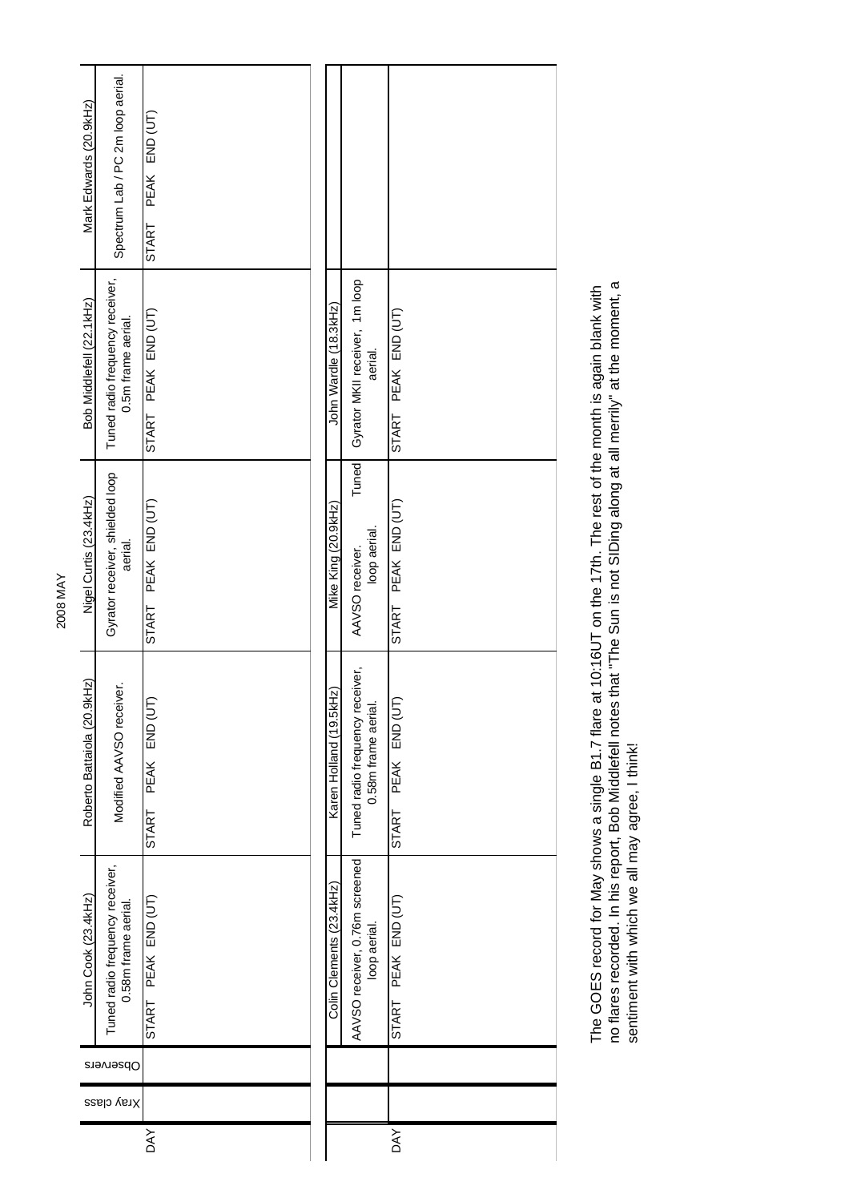# 2008 MAY

| DAY | Xray class | Observers | John Cook (23.4kHz) | Roberto Battaiola (20.9kHz) | Nigel Curtis (23.4kHz) | Bob Middlefell (22.1kHz) | Mark Edwards (20.9kHz) |
|---|---|---|---|---|---|---|---|
| | | | Tuned radio frequency receiver, 0.58m frame aerial. | Modified AAVSO receiver. | Gyrator receiver, shielded loop aerial. | Tuned radio frequency receiver, 0.5m frame aerial. | Spectrum Lab / PC 2m loop aerial. |
| | | | START PEAK END (UT) | START PEAK END (UT) | START PEAK END (UT) | START PEAK END (UT) | START PEAK END (UT) |

| DAY | | | Colin Clements (23.4kHz) | Karen Holland (19.5kHz) | Mike King (20.9kHz) | John Wardle (18.3kHz) |
|---|---|---|---|---|---|---|
| | | | AAVSO receiver, 0.76m screened loop aerial. | Tuned radio frequency receiver, 0.58m frame aerial. | AAVSO receiver. Tuned loop aerial. | Gyrator MKII receiver, 1m loop aerial. |
| | | | START PEAK END (UT) | START PEAK END (UT) | START PEAK END (UT) | START PEAK END (UT) |

The GOES record for May shows a single B1.7 flare at 10:16UT on the 17th. The rest of the month is again blank with no flares recorded. In his report, Bob Middlefell notes that "The Sun is not SIDing along at all merrily" at the moment, a sentiment with which we all may agree, I think!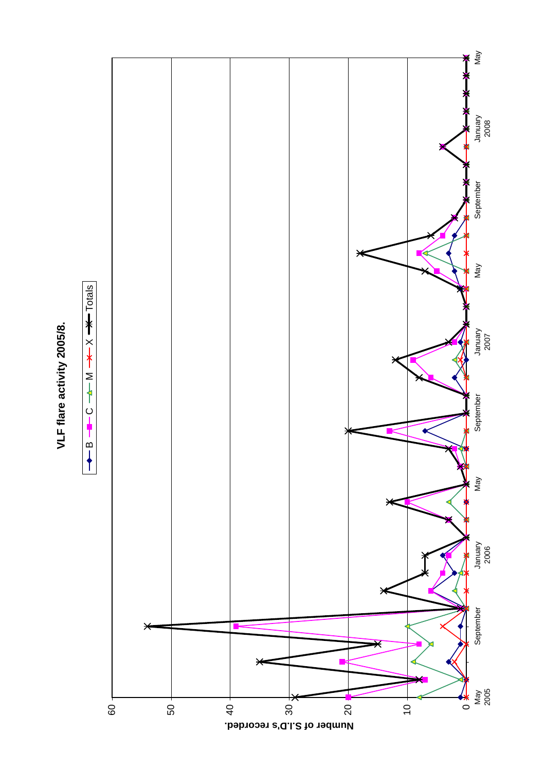VLF flare activity 2005/8.

B C M X Totals

Number of S.I.D's recorded.

0
10
20
30
40
50
60

May 2005
September
January 2006
May
September
January 2007
May
September
January 2008
May